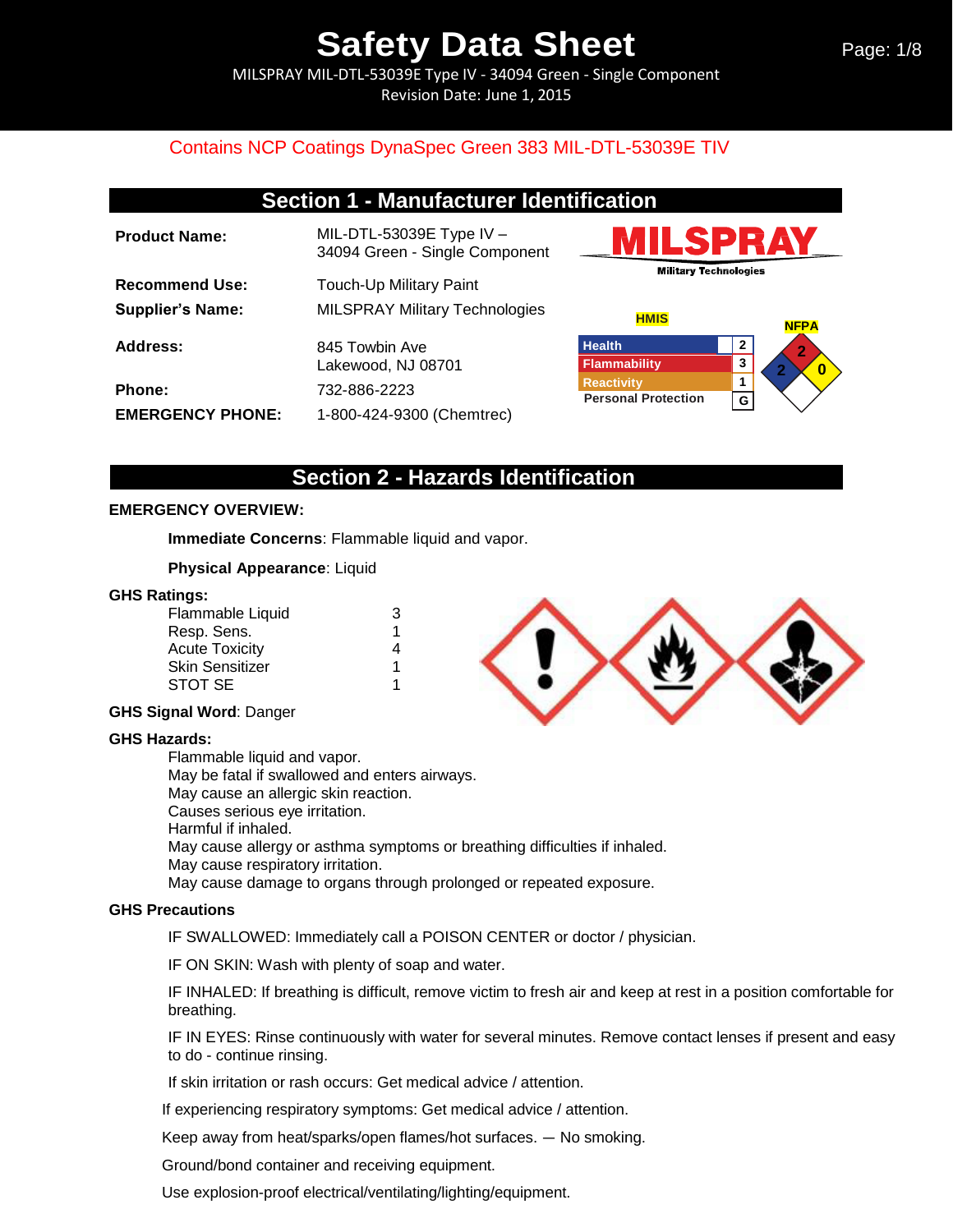# Safety Data Sheet

MILSPRAY MIL-DTL-53039E Type IV - 34094 Green - Single Component

Revision Date: June 1, 2015

Contains NCP Coatings DynaSpec Green 383 MIL-DTL-53039E TIV

## Section 1 - Manufacturer Identification

| | |
|---|---|
| **Product Name:** | MIL-DTL-53039E Type IV – 34094 Green - Single Component |
| **Recommend Use:** | Touch-Up Military Paint |
| **Supplier's Name:** | MILSPRAY Military Technologies |
| **Address:** | 845 Towbin Ave<br>Lakewood, NJ 08701 |
| **Phone:** | 732-886-2223 |
| **EMERGENCY PHONE:** | 1-800-424-9300 (Chemtrec) |

MILSPRAY Military Technologies

**HMIS**

| | |
|---|---|
| Health | 2 |
| Flammability | 3 |
| Reactivity | 1 |
| Personal Protection | G |

**NFPA**

Flammability: 2, Health: 2, Reactivity: 0

## Section 2 - Hazards Identification

**EMERGENCY OVERVIEW:**

**Immediate Concerns**: Flammable liquid and vapor.

**Physical Appearance**: Liquid

**GHS Ratings:**

| | |
|---|---|
| Flammable Liquid | 3 |
| Resp. Sens. | 1 |
| Acute Toxicity | 4 |
| Skin Sensitizer | 1 |
| STOT SE | 1 |

**GHS Signal Word**: Danger

**GHS Hazards:**

Flammable liquid and vapor.
May be fatal if swallowed and enters airways.
May cause an allergic skin reaction.
Causes serious eye irritation.
Harmful if inhaled.
May cause allergy or asthma symptoms or breathing difficulties if inhaled.
May cause respiratory irritation.
May cause damage to organs through prolonged or repeated exposure.

**GHS Precautions**

IF SWALLOWED: Immediately call a POISON CENTER or doctor / physician.

IF ON SKIN: Wash with plenty of soap and water.

IF INHALED: If breathing is difficult, remove victim to fresh air and keep at rest in a position comfortable for breathing.

IF IN EYES: Rinse continuously with water for several minutes. Remove contact lenses if present and easy to do - continue rinsing.

If skin irritation or rash occurs: Get medical advice / attention.

If experiencing respiratory symptoms: Get medical advice / attention.

Keep away from heat/sparks/open flames/hot surfaces. — No smoking.

Ground/bond container and receiving equipment.

Use explosion-proof electrical/ventilating/lighting/equipment.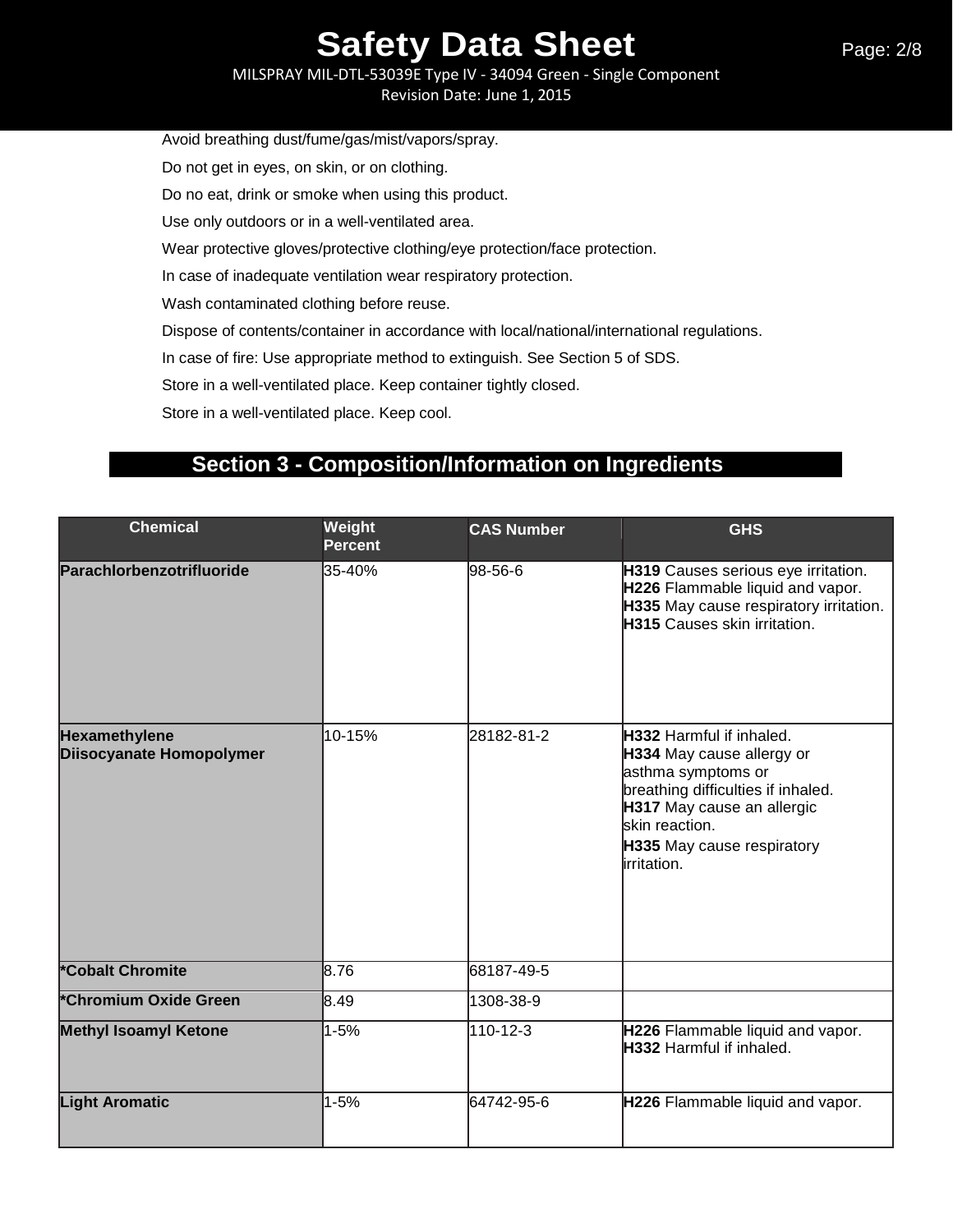Avoid breathing dust/fume/gas/mist/vapors/spray.

Do not get in eyes, on skin, or on clothing.

Do no eat, drink or smoke when using this product.

Use only outdoors or in a well-ventilated area.

Wear protective gloves/protective clothing/eye protection/face protection.

In case of inadequate ventilation wear respiratory protection.

Wash contaminated clothing before reuse.

Dispose of contents/container in accordance with local/national/international regulations.

In case of fire: Use appropriate method to extinguish. See Section 5 of SDS.

Store in a well-ventilated place. Keep container tightly closed.

Store in a well-ventilated place. Keep cool.

## Section 3 - Composition/Information on Ingredients

| Chemical | Weight Percent | CAS Number | GHS |
|---|---|---|---|
| **Parachlorbenzotrifluoride** | 35-40% | 98-56-6 | **H319** Causes serious eye irritation. **H226** Flammable liquid and vapor. **H335** May cause respiratory irritation. **H315** Causes skin irritation. |
| **Hexamethylene Diisocyanate Homopolymer** | 10-15% | 28182-81-2 | **H332** Harmful if inhaled. **H334** May cause allergy or asthma symptoms or breathing difficulties if inhaled. **H317** May cause an allergic skin reaction. **H335** May cause respiratory irritation. |
| ***Cobalt Chromite** | 8.76 | 68187-49-5 | |
| ***Chromium Oxide Green** | 8.49 | 1308-38-9 | |
| **Methyl Isoamyl Ketone** | 1-5% | 110-12-3 | **H226** Flammable liquid and vapor. **H332** Harmful if inhaled. |
| **Light Aromatic** | 1-5% | 64742-95-6 | **H226** Flammable liquid and vapor. |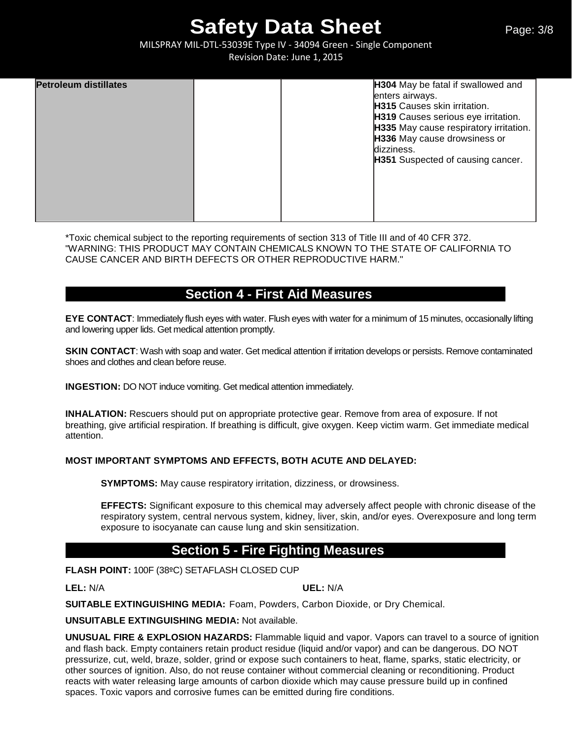| Petroleum distillates | | | **H304** May be fatal if swallowed and enters airways.<br>**H315** Causes skin irritation.<br>**H319** Causes serious eye irritation.<br>**H335** May cause respiratory irritation.<br>**H336** May cause drowsiness or dizziness.<br>**H351** Suspected of causing cancer. |
|---|---|---|---|

*Toxic chemical subject to the reporting requirements of section 313 of Title III and of 40 CFR 372.
"WARNING: THIS PRODUCT MAY CONTAIN CHEMICALS KNOWN TO THE STATE OF CALIFORNIA TO CAUSE CANCER AND BIRTH DEFECTS OR OTHER REPRODUCTIVE HARM."

## Section 4 - First Aid Measures

**EYE CONTACT**: Immediately flush eyes with water. Flush eyes with water for a minimum of 15 minutes, occasionally lifting and lowering upper lids. Get medical attention promptly.

**SKIN CONTACT**: Wash with soap and water. Get medical attention if irritation develops or persists. Remove contaminated shoes and clothes and clean before reuse.

**INGESTION:** DO NOT induce vomiting. Get medical attention immediately.

**INHALATION:** Rescuers should put on appropriate protective gear. Remove from area of exposure. If not breathing, give artificial respiration. If breathing is difficult, give oxygen. Keep victim warm. Get immediate medical attention.

**MOST IMPORTANT SYMPTOMS AND EFFECTS, BOTH ACUTE AND DELAYED:**

**SYMPTOMS:** May cause respiratory irritation, dizziness, or drowsiness.

**EFFECTS:** Significant exposure to this chemical may adversely affect people with chronic disease of the respiratory system, central nervous system, kidney, liver, skin, and/or eyes. Overexposure and long term exposure to isocyanate can cause lung and skin sensitization.

## Section 5 - Fire Fighting Measures

**FLASH POINT:** 100F (38ºC) SETAFLASH CLOSED CUP

**LEL:** N/A **UEL:** N/A

**SUITABLE EXTINGUISHING MEDIA:** Foam, Powders, Carbon Dioxide, or Dry Chemical.

**UNSUITABLE EXTINGUISHING MEDIA:** Not available.

**UNUSUAL FIRE & EXPLOSION HAZARDS:** Flammable liquid and vapor. Vapors can travel to a source of ignition and flash back. Empty containers retain product residue (liquid and/or vapor) and can be dangerous. DO NOT pressurize, cut, weld, braze, solder, grind or expose such containers to heat, flame, sparks, static electricity, or other sources of ignition. Also, do not reuse container without commercial cleaning or reconditioning. Product reacts with water releasing large amounts of carbon dioxide which may cause pressure build up in confined spaces. Toxic vapors and corrosive fumes can be emitted during fire conditions.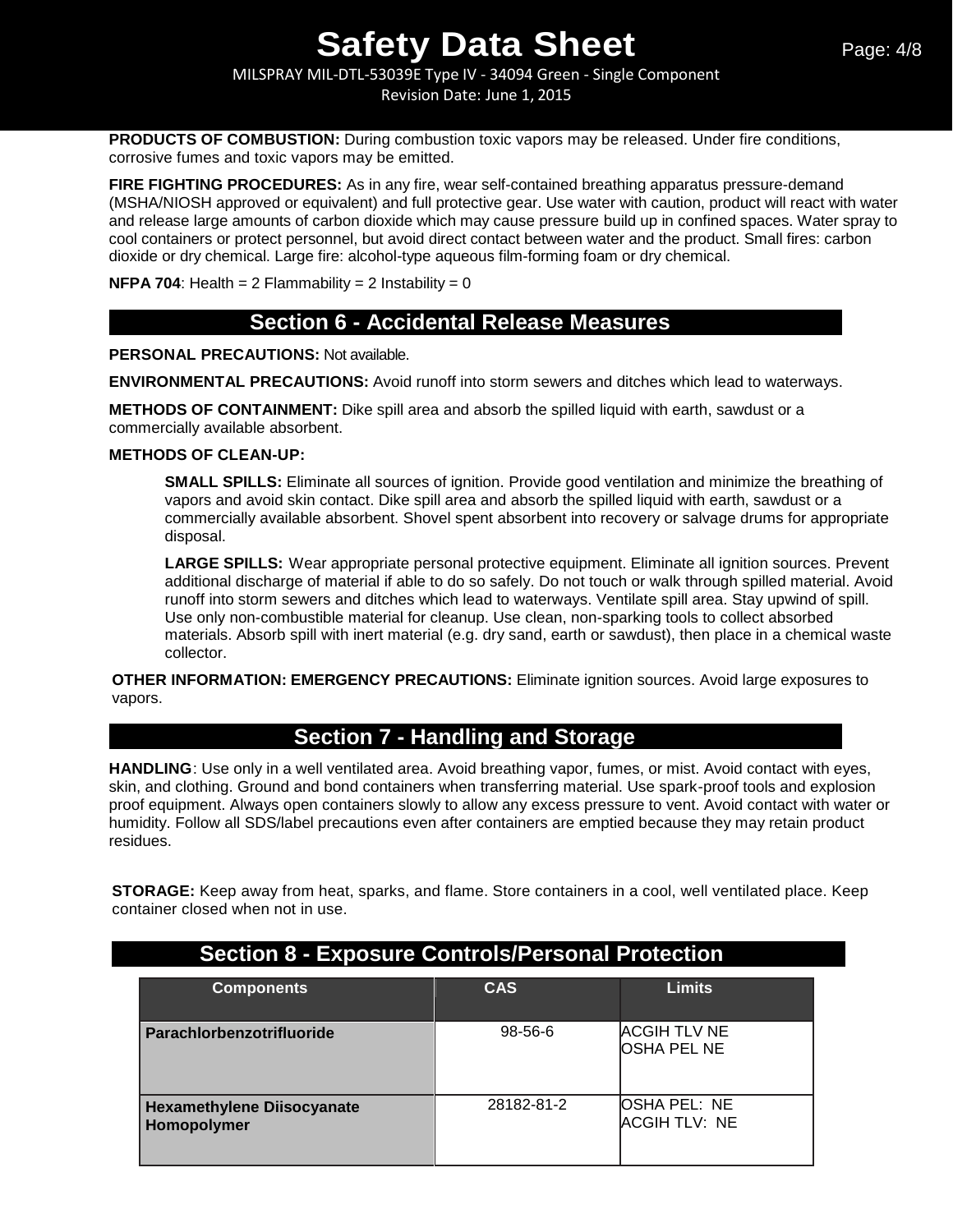**PRODUCTS OF COMBUSTION:** During combustion toxic vapors may be released. Under fire conditions, corrosive fumes and toxic vapors may be emitted.

**FIRE FIGHTING PROCEDURES:** As in any fire, wear self-contained breathing apparatus pressure-demand (MSHA/NIOSH approved or equivalent) and full protective gear. Use water with caution, product will react with water and release large amounts of carbon dioxide which may cause pressure build up in confined spaces. Water spray to cool containers or protect personnel, but avoid direct contact between water and the product. Small fires: carbon dioxide or dry chemical. Large fire: alcohol-type aqueous film-forming foam or dry chemical.

**NFPA 704**: Health = 2 Flammability = 2 Instability = 0

## Section 6 - Accidental Release Measures

**PERSONAL PRECAUTIONS:** Not available.

**ENVIRONMENTAL PRECAUTIONS:** Avoid runoff into storm sewers and ditches which lead to waterways.

**METHODS OF CONTAINMENT:** Dike spill area and absorb the spilled liquid with earth, sawdust or a commercially available absorbent.

**METHODS OF CLEAN-UP:**

**SMALL SPILLS:** Eliminate all sources of ignition. Provide good ventilation and minimize the breathing of vapors and avoid skin contact. Dike spill area and absorb the spilled liquid with earth, sawdust or a commercially available absorbent. Shovel spent absorbent into recovery or salvage drums for appropriate disposal.

**LARGE SPILLS:** Wear appropriate personal protective equipment. Eliminate all ignition sources. Prevent additional discharge of material if able to do so safely. Do not touch or walk through spilled material. Avoid runoff into storm sewers and ditches which lead to waterways. Ventilate spill area. Stay upwind of spill. Use only non-combustible material for cleanup. Use clean, non-sparking tools to collect absorbed materials. Absorb spill with inert material (e.g. dry sand, earth or sawdust), then place in a chemical waste collector.

**OTHER INFORMATION: EMERGENCY PRECAUTIONS:** Eliminate ignition sources. Avoid large exposures to vapors.

## Section 7 - Handling and Storage

**HANDLING**: Use only in a well ventilated area. Avoid breathing vapor, fumes, or mist. Avoid contact with eyes, skin, and clothing. Ground and bond containers when transferring material. Use spark-proof tools and explosion proof equipment. Always open containers slowly to allow any excess pressure to vent. Avoid contact with water or humidity. Follow all SDS/label precautions even after containers are emptied because they may retain product residues.

**STORAGE:** Keep away from heat, sparks, and flame. Store containers in a cool, well ventilated place. Keep container closed when not in use.

## Section 8 - Exposure Controls/Personal Protection

| Components | CAS | Limits |
| --- | --- | --- |
| **Parachlorbenzotrifluoride** | 98-56-6 | ACGIH TLV NE<br>OSHA PEL NE |
| **Hexamethylene Diisocyanate Homopolymer** | 28182-81-2 | OSHA PEL: NE<br>ACGIH TLV: NE |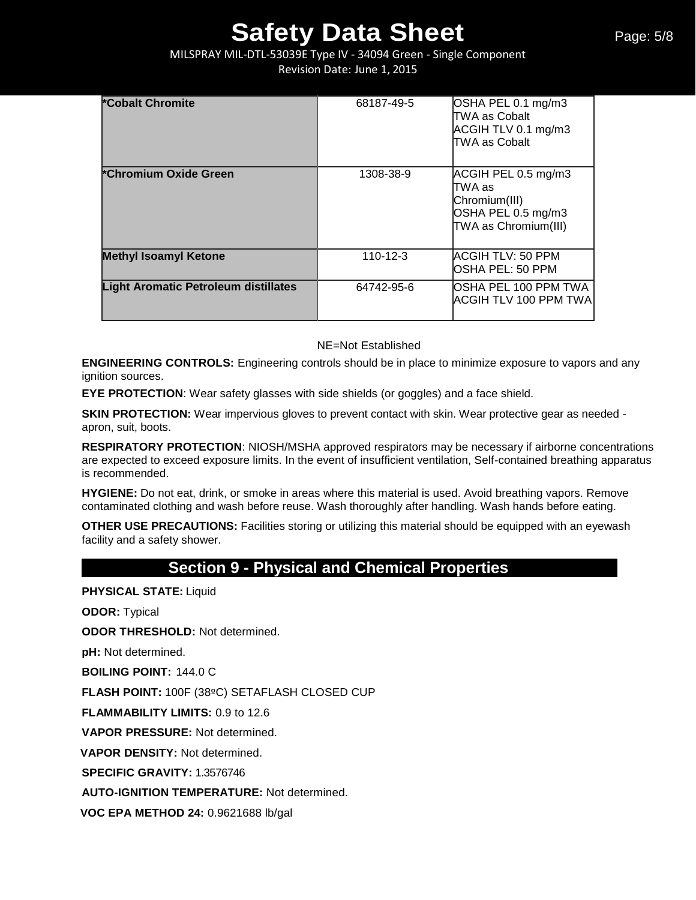| *Cobalt Chromite | 68187-49-5 | OSHA PEL 0.1 mg/m3 TWA as Cobalt ACGIH TLV 0.1 mg/m3 TWA as Cobalt |
|---|---|---|
| *Chromium Oxide Green | 1308-38-9 | ACGIH PEL 0.5 mg/m3 TWA as Chromium(III) OSHA PEL 0.5 mg/m3 TWA as Chromium(III) |
| Methyl Isoamyl Ketone | 110-12-3 | ACGIH TLV: 50 PPM OSHA PEL: 50 PPM |
| Light Aromatic Petroleum distillates | 64742-95-6 | OSHA PEL 100 PPM TWA ACGIH TLV 100 PPM TWA |

NE=Not Established

**ENGINEERING CONTROLS:** Engineering controls should be in place to minimize exposure to vapors and any ignition sources.

**EYE PROTECTION**: Wear safety glasses with side shields (or goggles) and a face shield.

**SKIN PROTECTION:** Wear impervious gloves to prevent contact with skin. Wear protective gear as needed - apron, suit, boots.

**RESPIRATORY PROTECTION**: NIOSH/MSHA approved respirators may be necessary if airborne concentrations are expected to exceed exposure limits. In the event of insufficient ventilation, Self-contained breathing apparatus is recommended.

**HYGIENE:** Do not eat, drink, or smoke in areas where this material is used. Avoid breathing vapors. Remove contaminated clothing and wash before reuse. Wash thoroughly after handling. Wash hands before eating.

**OTHER USE PRECAUTIONS:** Facilities storing or utilizing this material should be equipped with an eyewash facility and a safety shower.

## Section 9 - Physical and Chemical Properties

**PHYSICAL STATE:** Liquid

**ODOR:** Typical

**ODOR THRESHOLD:** Not determined.

**pH:** Not determined.

**BOILING POINT:** 144.0 C

**FLASH POINT:** 100F (38ºC) SETAFLASH CLOSED CUP

**FLAMMABILITY LIMITS:** 0.9 to 12.6

**VAPOR PRESSURE:** Not determined.

**VAPOR DENSITY:** Not determined.

**SPECIFIC GRAVITY:** 1.3576746

**AUTO-IGNITION TEMPERATURE:** Not determined.

**VOC EPA METHOD 24:** 0.9621688 lb/gal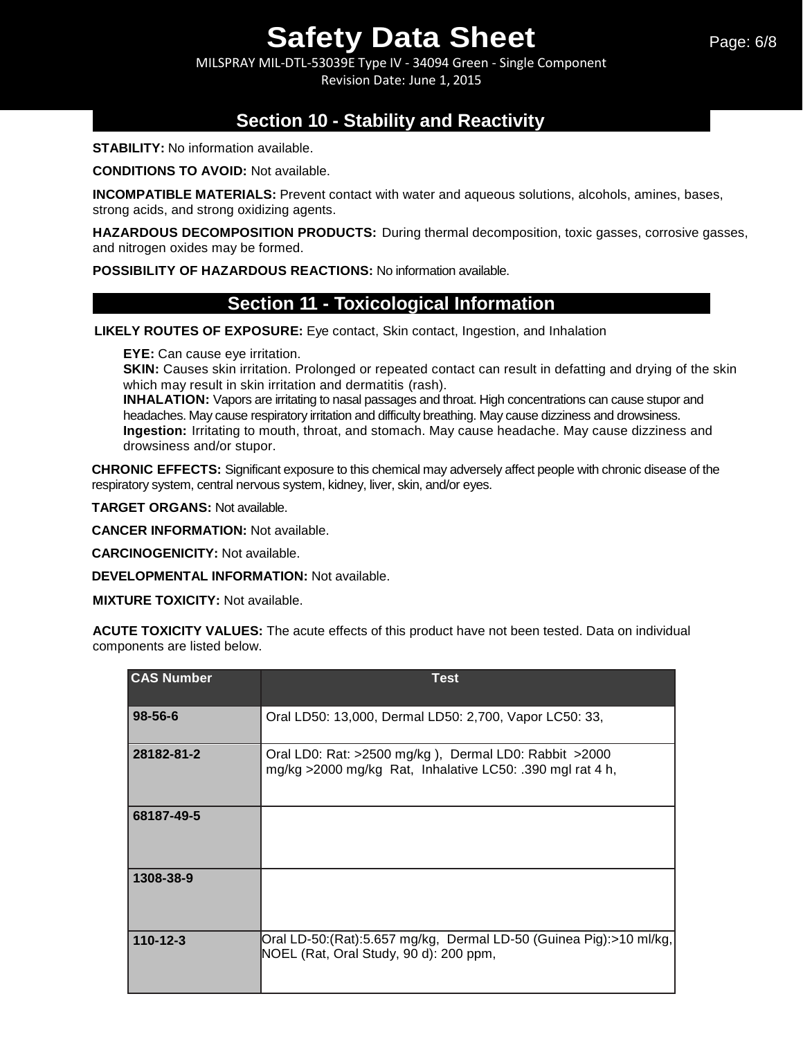## Section 10 - Stability and Reactivity

**STABILITY:** No information available.

**CONDITIONS TO AVOID:** Not available.

**INCOMPATIBLE MATERIALS:** Prevent contact with water and aqueous solutions, alcohols, amines, bases, strong acids, and strong oxidizing agents.

**HAZARDOUS DECOMPOSITION PRODUCTS:** During thermal decomposition, toxic gasses, corrosive gasses, and nitrogen oxides may be formed.

**POSSIBILITY OF HAZARDOUS REACTIONS:** No information available.

## Section 11 - Toxicological Information

**LIKELY ROUTES OF EXPOSURE:** Eye contact, Skin contact, Ingestion, and Inhalation

**EYE:** Can cause eye irritation.
**SKIN:** Causes skin irritation. Prolonged or repeated contact can result in defatting and drying of the skin which may result in skin irritation and dermatitis (rash).
**INHALATION:** Vapors are irritating to nasal passages and throat. High concentrations can cause stupor and headaches. May cause respiratory irritation and difficulty breathing. May cause dizziness and drowsiness.
**Ingestion:** Irritating to mouth, throat, and stomach. May cause headache. May cause dizziness and drowsiness and/or stupor.

**CHRONIC EFFECTS:** Significant exposure to this chemical may adversely affect people with chronic disease of the respiratory system, central nervous system, kidney, liver, skin, and/or eyes.

**TARGET ORGANS:** Not available.

**CANCER INFORMATION:** Not available.

**CARCINOGENICITY:** Not available.

**DEVELOPMENTAL INFORMATION:** Not available.

**MIXTURE TOXICITY:** Not available.

**ACUTE TOXICITY VALUES:** The acute effects of this product have not been tested. Data on individual components are listed below.

| CAS Number | Test |
|---|---|
| 98-56-6 | Oral LD50: 13,000, Dermal LD50: 2,700, Vapor LC50: 33, |
| 28182-81-2 | Oral LD0: Rat: >2500 mg/kg ), Dermal LD0: Rabbit >2000 mg/kg >2000 mg/kg Rat, Inhalative LC50: .390 mgl rat 4 h, |
| 68187-49-5 | |
| 1308-38-9 | |
| 110-12-3 | Oral LD-50:(Rat):5.657 mg/kg, Dermal LD-50 (Guinea Pig):>10 ml/kg, NOEL (Rat, Oral Study, 90 d): 200 ppm, |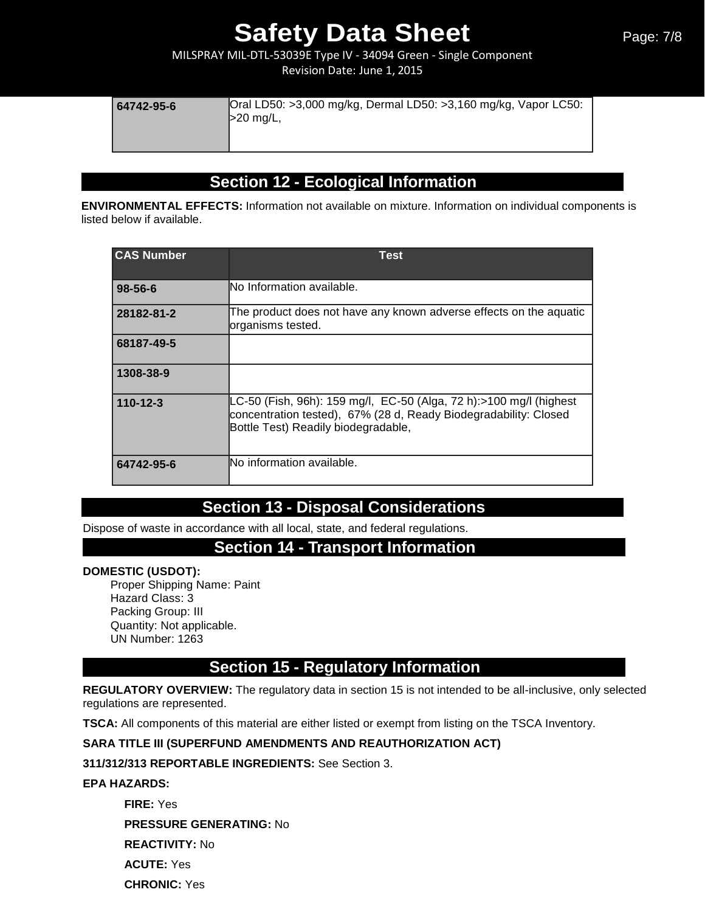| | |
|---|---|
| 64742-95-6 | Oral LD50: >3,000 mg/kg, Dermal LD50: >3,160 mg/kg, Vapor LC50: >20 mg/L, |

## Section 12 - Ecological Information

**ENVIRONMENTAL EFFECTS:** Information not available on mixture. Information on individual components is listed below if available.

| CAS Number | Test |
|---|---|
| 98-56-6 | No Information available. |
| 28182-81-2 | The product does not have any known adverse effects on the aquatic organisms tested. |
| 68187-49-5 | |
| 1308-38-9 | |
| 110-12-3 | LC-50 (Fish, 96h): 159 mg/l, EC-50 (Alga, 72 h):>100 mg/l (highest concentration tested), 67% (28 d, Ready Biodegradability: Closed Bottle Test) Readily biodegradable, |
| 64742-95-6 | No information available. |

## Section 13 - Disposal Considerations

Dispose of waste in accordance with all local, state, and federal regulations.

## Section 14 - Transport Information

**DOMESTIC (USDOT):**

Proper Shipping Name: Paint
Hazard Class: 3
Packing Group: III
Quantity: Not applicable.
UN Number: 1263

## Section 15 - Regulatory Information

**REGULATORY OVERVIEW:** The regulatory data in section 15 is not intended to be all-inclusive, only selected regulations are represented.

**TSCA:** All components of this material are either listed or exempt from listing on the TSCA Inventory.

**SARA TITLE III (SUPERFUND AMENDMENTS AND REAUTHORIZATION ACT)**

**311/312/313 REPORTABLE INGREDIENTS:** See Section 3.

**EPA HAZARDS:**

**FIRE:** Yes

**PRESSURE GENERATING:** No

**REACTIVITY:** No

**ACUTE:** Yes

**CHRONIC:** Yes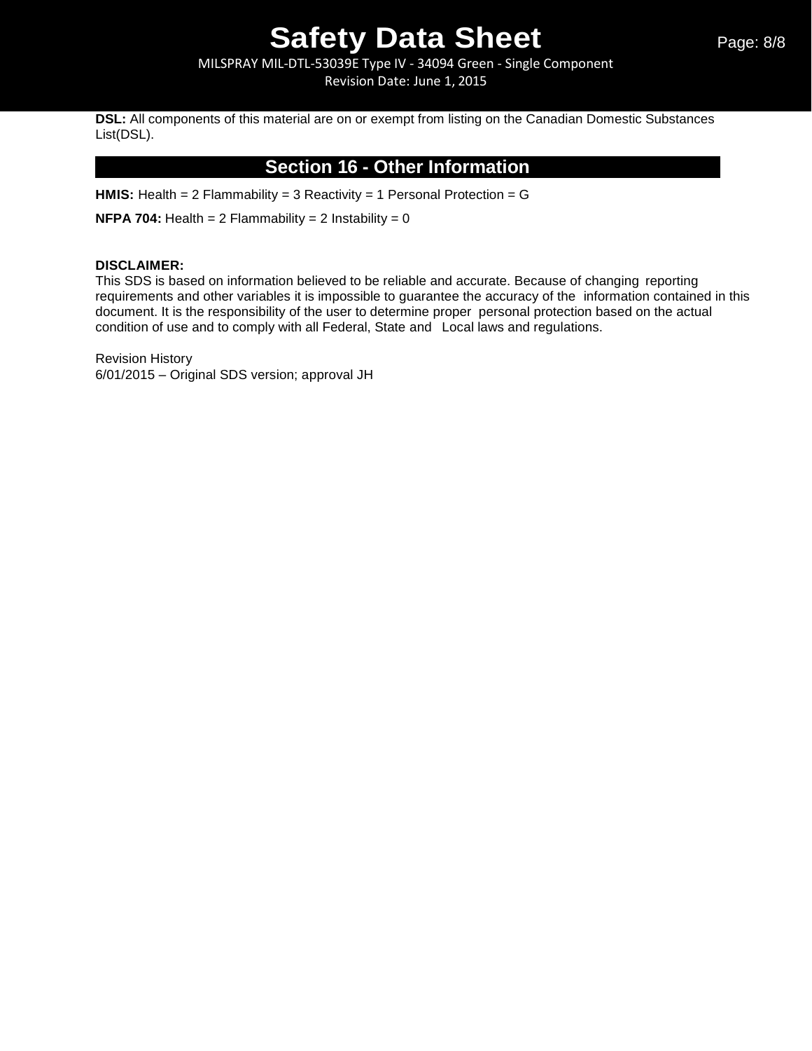**DSL:** All components of this material are on or exempt from listing on the Canadian Domestic Substances List(DSL).

## Section 16 - Other Information

**HMIS:** Health = 2 Flammability = 3 Reactivity = 1 Personal Protection = G

**NFPA 704:** Health = 2 Flammability = 2 Instability = 0

**DISCLAIMER:**
This SDS is based on information believed to be reliable and accurate. Because of changing reporting requirements and other variables it is impossible to guarantee the accuracy of the information contained in this document. It is the responsibility of the user to determine proper personal protection based on the actual condition of use and to comply with all Federal, State and Local laws and regulations.

Revision History
6/01/2015 – Original SDS version; approval JH